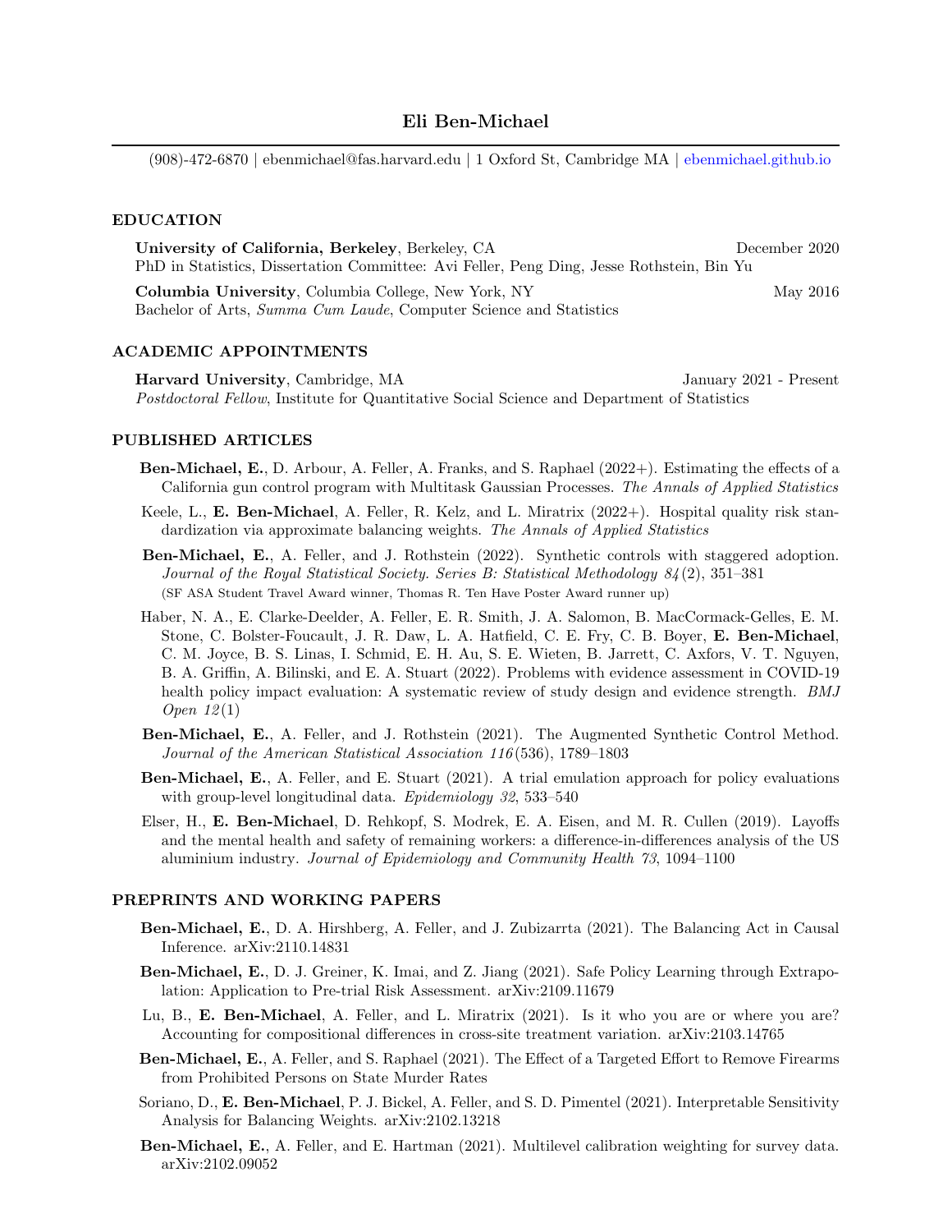# Eli Ben-Michael

(908)-472-6870 | ebenmichael@fas.harvard.edu | 1 Oxford St, Cambridge MA | ebenmichael.github.io

## EDUCATION

**University of California, Berkeley**, Berkeley, CA — December 2020
PhD in Statistics, Dissertation Committee: Avi Feller, Peng Ding, Jesse Rothstein, Bin Yu

**Columbia University**, Columbia College, New York, NY — May 2016
Bachelor of Arts, *Summa Cum Laude*, Computer Science and Statistics

## ACADEMIC APPOINTMENTS

**Harvard University**, Cambridge, MA — January 2021 - Present
*Postdoctoral Fellow*, Institute for Quantitative Social Science and Department of Statistics

## PUBLISHED ARTICLES

**Ben-Michael, E.**, D. Arbour, A. Feller, A. Franks, and S. Raphael (2022+). Estimating the effects of a California gun control program with Multitask Gaussian Processes. *The Annals of Applied Statistics*

Keele, L., **E. Ben-Michael**, A. Feller, R. Kelz, and L. Miratrix (2022+). Hospital quality risk standardization via approximate balancing weights. *The Annals of Applied Statistics*

**Ben-Michael, E.**, A. Feller, and J. Rothstein (2022). Synthetic controls with staggered adoption. *Journal of the Royal Statistical Society. Series B: Statistical Methodology 84*(2), 351–381
(SF ASA Student Travel Award winner, Thomas R. Ten Have Poster Award runner up)

Haber, N. A., E. Clarke-Deelder, A. Feller, E. R. Smith, J. A. Salomon, B. MacCormack-Gelles, E. M. Stone, C. Bolster-Foucault, J. R. Daw, L. A. Hatfield, C. E. Fry, C. B. Boyer, **E. Ben-Michael**, C. M. Joyce, B. S. Linas, I. Schmid, E. H. Au, S. E. Wieten, B. Jarrett, C. Axfors, V. T. Nguyen, B. A. Griffin, A. Bilinski, and E. A. Stuart (2022). Problems with evidence assessment in COVID-19 health policy impact evaluation: A systematic review of study design and evidence strength. *BMJ Open 12*(1)

**Ben-Michael, E.**, A. Feller, and J. Rothstein (2021). The Augmented Synthetic Control Method. *Journal of the American Statistical Association 116*(536), 1789–1803

**Ben-Michael, E.**, A. Feller, and E. Stuart (2021). A trial emulation approach for policy evaluations with group-level longitudinal data. *Epidemiology 32*, 533–540

Elser, H., **E. Ben-Michael**, D. Rehkopf, S. Modrek, E. A. Eisen, and M. R. Cullen (2019). Layoffs and the mental health and safety of remaining workers: a difference-in-differences analysis of the US aluminium industry. *Journal of Epidemiology and Community Health 73*, 1094–1100

## PREPRINTS AND WORKING PAPERS

**Ben-Michael, E.**, D. A. Hirshberg, A. Feller, and J. Zubizarrta (2021). The Balancing Act in Causal Inference. arXiv:2110.14831

**Ben-Michael, E.**, D. J. Greiner, K. Imai, and Z. Jiang (2021). Safe Policy Learning through Extrapolation: Application to Pre-trial Risk Assessment. arXiv:2109.11679

Lu, B., **E. Ben-Michael**, A. Feller, and L. Miratrix (2021). Is it who you are or where you are? Accounting for compositional differences in cross-site treatment variation. arXiv:2103.14765

**Ben-Michael, E.**, A. Feller, and S. Raphael (2021). The Effect of a Targeted Effort to Remove Firearms from Prohibited Persons on State Murder Rates

Soriano, D., **E. Ben-Michael**, P. J. Bickel, A. Feller, and S. D. Pimentel (2021). Interpretable Sensitivity Analysis for Balancing Weights. arXiv:2102.13218

**Ben-Michael, E.**, A. Feller, and E. Hartman (2021). Multilevel calibration weighting for survey data. arXiv:2102.09052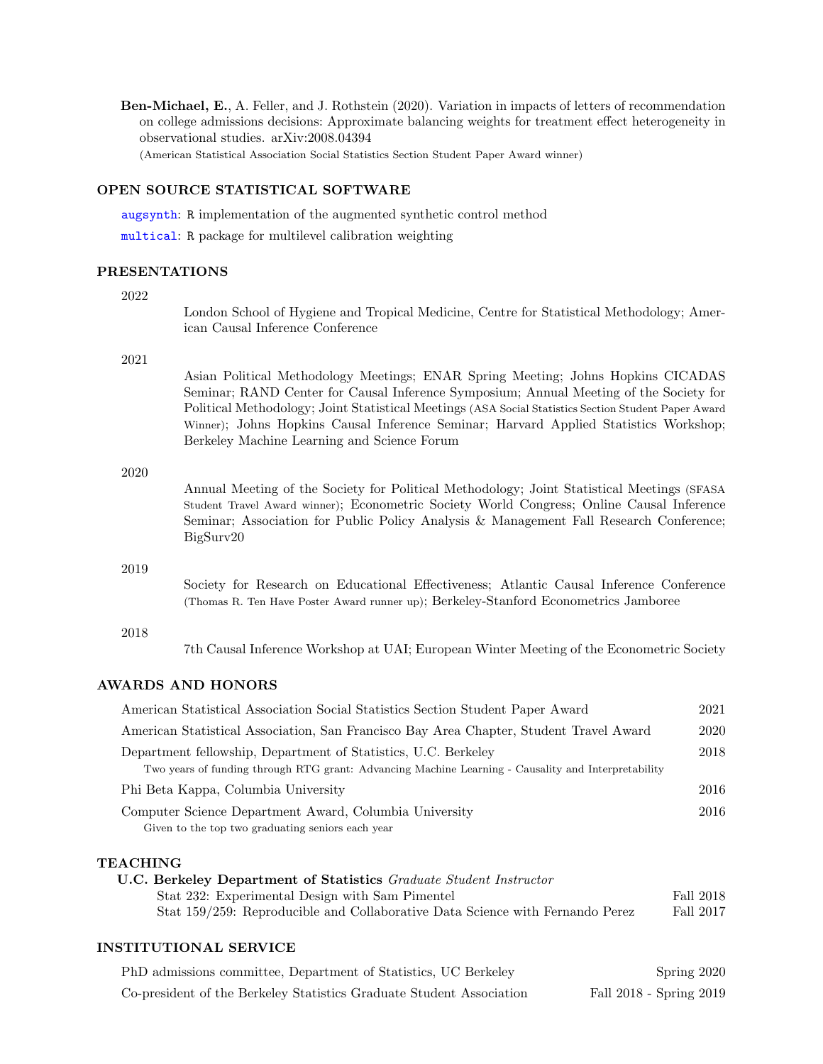**Ben-Michael, E.**, A. Feller, and J. Rothstein (2020). Variation in impacts of letters of recommendation on college admissions decisions: Approximate balancing weights for treatment effect heterogeneity in observational studies. arXiv:2008.04394
(American Statistical Association Social Statistics Section Student Paper Award winner)

## OPEN SOURCE STATISTICAL SOFTWARE

augsynth: R implementation of the augmented synthetic control method

multical: R package for multilevel calibration weighting

## PRESENTATIONS

2022

London School of Hygiene and Tropical Medicine, Centre for Statistical Methodology; American Causal Inference Conference

2021

Asian Political Methodology Meetings; ENAR Spring Meeting; Johns Hopkins CICADAS Seminar; RAND Center for Causal Inference Symposium; Annual Meeting of the Society for Political Methodology; Joint Statistical Meetings (ASA Social Statistics Section Student Paper Award Winner); Johns Hopkins Causal Inference Seminar; Harvard Applied Statistics Workshop; Berkeley Machine Learning and Science Forum

2020

Annual Meeting of the Society for Political Methodology; Joint Statistical Meetings (SFASA Student Travel Award winner); Econometric Society World Congress; Online Causal Inference Seminar; Association for Public Policy Analysis & Management Fall Research Conference; BigSurv20

2019

Society for Research on Educational Effectiveness; Atlantic Causal Inference Conference (Thomas R. Ten Have Poster Award runner up); Berkeley-Stanford Econometrics Jamboree

2018

7th Causal Inference Workshop at UAI; European Winter Meeting of the Econometric Society

## AWARDS AND HONORS

American Statistical Association Social Statistics Section Student Paper Award — 2021

American Statistical Association, San Francisco Bay Area Chapter, Student Travel Award — 2020

Department fellowship, Department of Statistics, U.C. Berkeley — 2018
Two years of funding through RTG grant: Advancing Machine Learning - Causality and Interpretability

Phi Beta Kappa, Columbia University — 2016

Computer Science Department Award, Columbia University — 2016
Given to the top two graduating seniors each year

## TEACHING

**U.C. Berkeley Department of Statistics** *Graduate Student Instructor*

Stat 232: Experimental Design with Sam Pimentel — Fall 2018

Stat 159/259: Reproducible and Collaborative Data Science with Fernando Perez — Fall 2017

## INSTITUTIONAL SERVICE

PhD admissions committee, Department of Statistics, UC Berkeley — Spring 2020

Co-president of the Berkeley Statistics Graduate Student Association — Fall 2018 - Spring 2019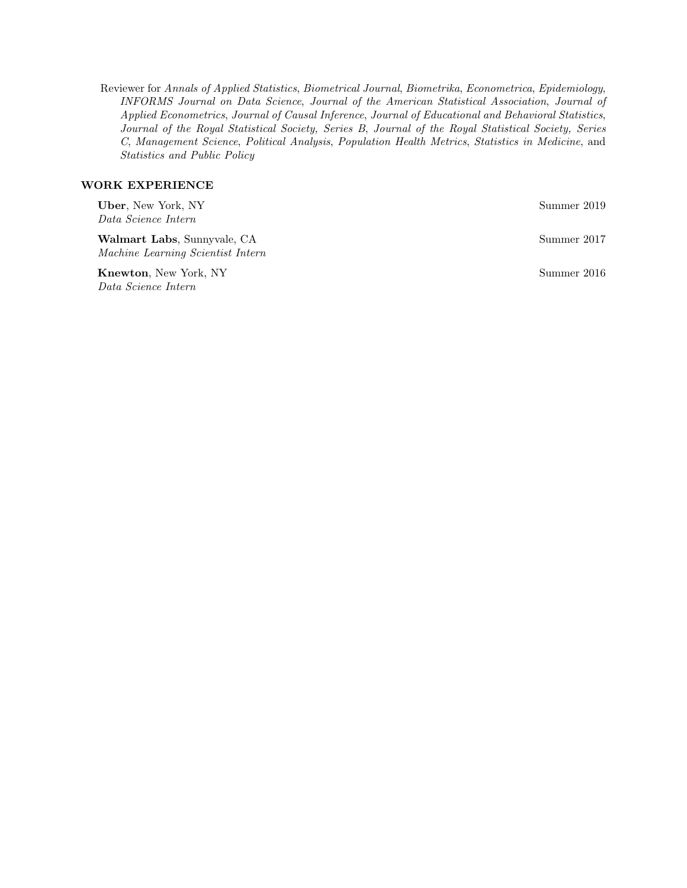Reviewer for *Annals of Applied Statistics*, *Biometrical Journal*, *Biometrika*, *Econometrica*, *Epidemiology*, *INFORMS Journal on Data Science*, *Journal of the American Statistical Association*, *Journal of Applied Econometrics*, *Journal of Causal Inference*, *Journal of Educational and Behavioral Statistics*, *Journal of the Royal Statistical Society, Series B*, *Journal of the Royal Statistical Society, Series C*, *Management Science*, *Political Analysis*, *Population Health Metrics*, *Statistics in Medicine*, and *Statistics and Public Policy*

## WORK EXPERIENCE

**Uber**, New York, NY — Summer 2019
*Data Science Intern*

**Walmart Labs**, Sunnyvale, CA — Summer 2017
*Machine Learning Scientist Intern*

**Knewton**, New York, NY — Summer 2016
*Data Science Intern*